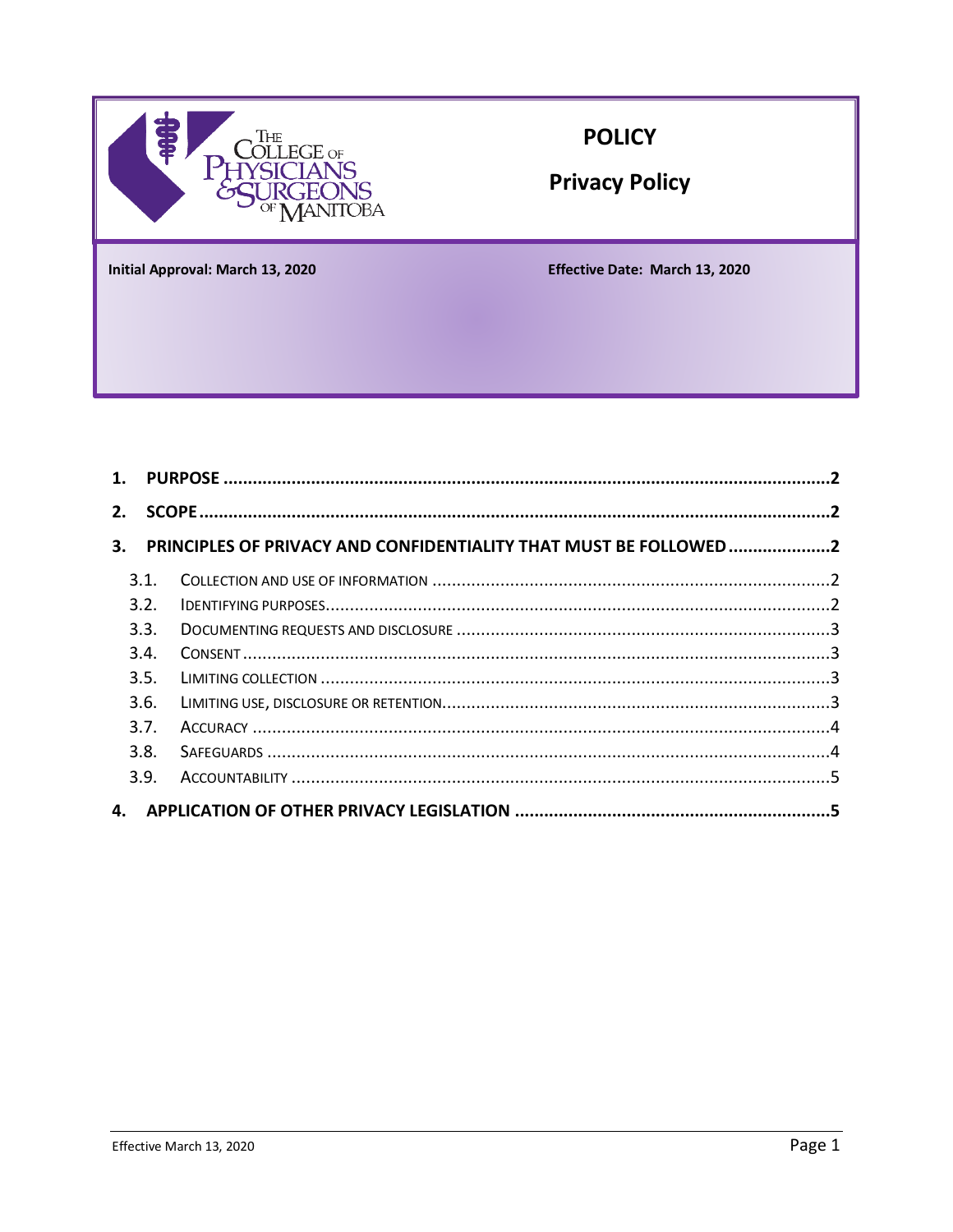The College of Physicians & Surgeons of Manitoba

# POLICY

## Privacy Policy

**Initial Approval: March 13, 2020**

**Effective Date: March 13, 2020**

**1. PURPOSE** .....2

**2. SCOPE** .....2

**3. PRINCIPLES OF PRIVACY AND CONFIDENTIALITY THAT MUST BE FOLLOWED** .....2

- 3.1. Collection and use of information .....2
- 3.2. Identifying purposes .....2
- 3.3. Documenting requests and disclosure .....3
- 3.4. Consent .....3
- 3.5. Limiting collection .....3
- 3.6. Limiting use, disclosure or retention .....3
- 3.7. Accuracy .....4
- 3.8. Safeguards .....4
- 3.9. Accountability .....5

**4. APPLICATION OF OTHER PRIVACY LEGISLATION** .....5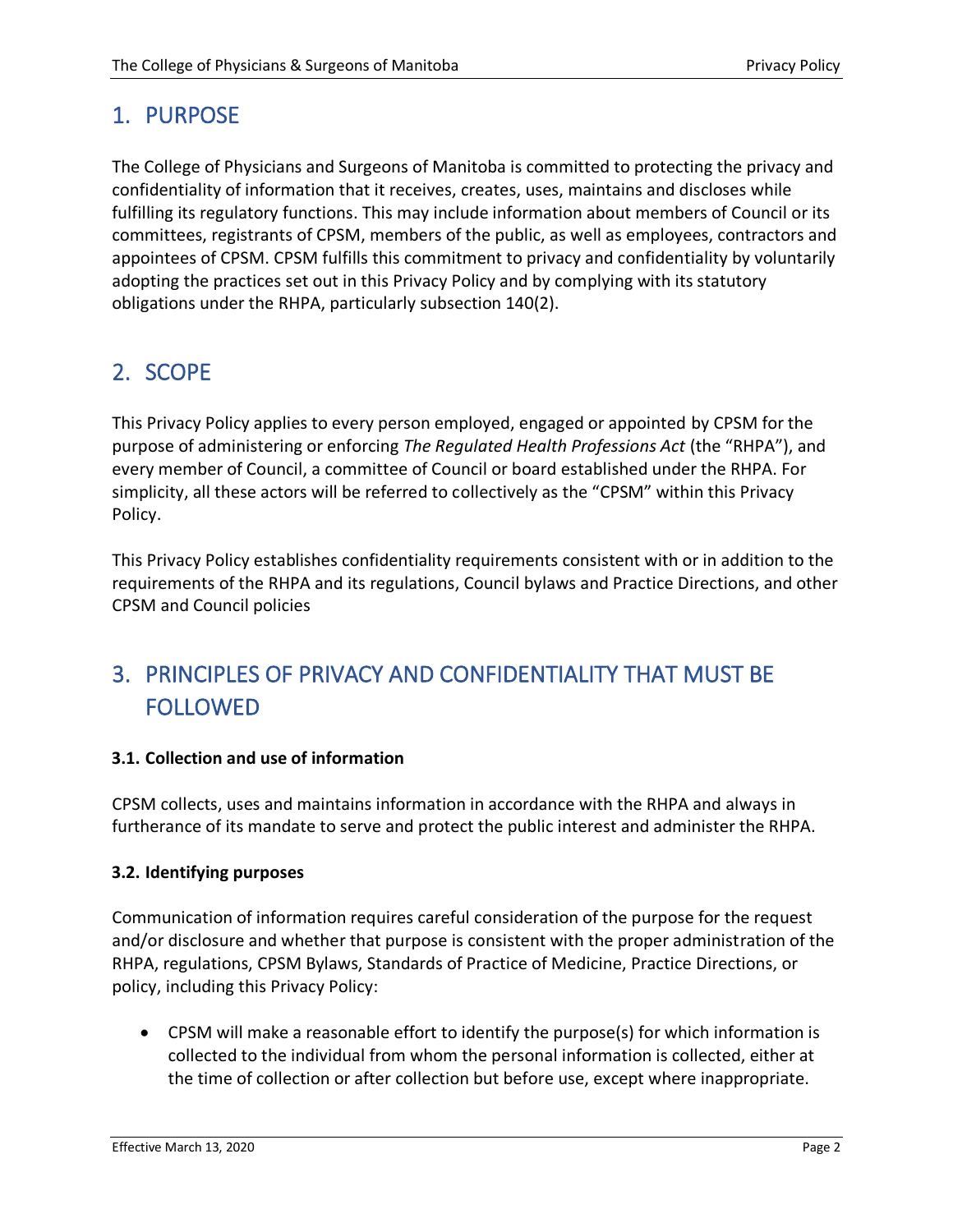# 1. PURPOSE

The College of Physicians and Surgeons of Manitoba is committed to protecting the privacy and confidentiality of information that it receives, creates, uses, maintains and discloses while fulfilling its regulatory functions. This may include information about members of Council or its committees, registrants of CPSM, members of the public, as well as employees, contractors and appointees of CPSM. CPSM fulfills this commitment to privacy and confidentiality by voluntarily adopting the practices set out in this Privacy Policy and by complying with its statutory obligations under the RHPA, particularly subsection 140(2).

# 2. SCOPE

This Privacy Policy applies to every person employed, engaged or appointed by CPSM for the purpose of administering or enforcing *The Regulated Health Professions Act* (the "RHPA"), and every member of Council, a committee of Council or board established under the RHPA. For simplicity, all these actors will be referred to collectively as the "CPSM" within this Privacy Policy.

This Privacy Policy establishes confidentiality requirements consistent with or in addition to the requirements of the RHPA and its regulations, Council bylaws and Practice Directions, and other CPSM and Council policies

# 3. PRINCIPLES OF PRIVACY AND CONFIDENTIALITY THAT MUST BE FOLLOWED

### 3.1. Collection and use of information

CPSM collects, uses and maintains information in accordance with the RHPA and always in furtherance of its mandate to serve and protect the public interest and administer the RHPA.

### 3.2. Identifying purposes

Communication of information requires careful consideration of the purpose for the request and/or disclosure and whether that purpose is consistent with the proper administration of the RHPA, regulations, CPSM Bylaws, Standards of Practice of Medicine, Practice Directions, or policy, including this Privacy Policy:

- CPSM will make a reasonable effort to identify the purpose(s) for which information is collected to the individual from whom the personal information is collected, either at the time of collection or after collection but before use, except where inappropriate.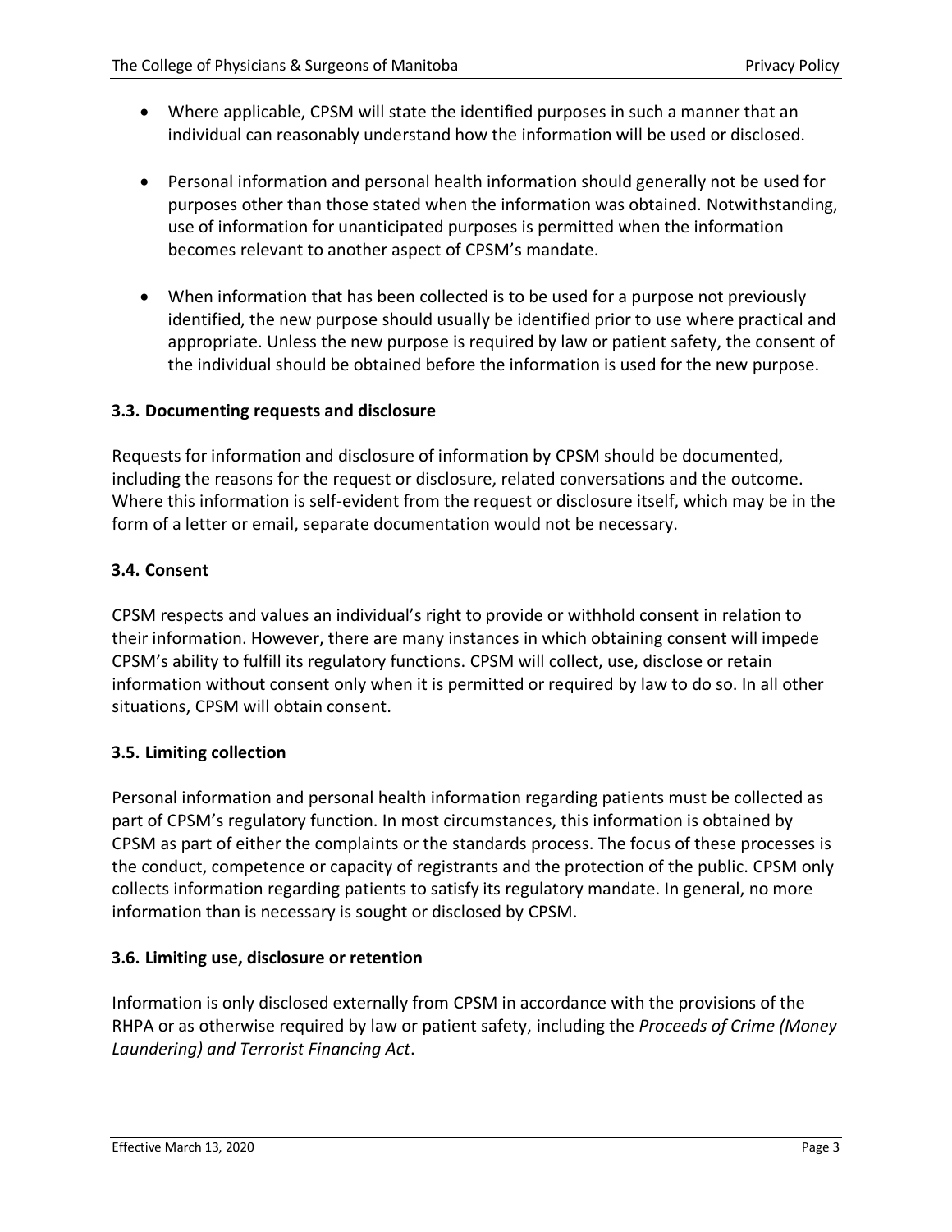- Where applicable, CPSM will state the identified purposes in such a manner that an individual can reasonably understand how the information will be used or disclosed.

- Personal information and personal health information should generally not be used for purposes other than those stated when the information was obtained. Notwithstanding, use of information for unanticipated purposes is permitted when the information becomes relevant to another aspect of CPSM's mandate.

- When information that has been collected is to be used for a purpose not previously identified, the new purpose should usually be identified prior to use where practical and appropriate. Unless the new purpose is required by law or patient safety, the consent of the individual should be obtained before the information is used for the new purpose.

### 3.3. Documenting requests and disclosure

Requests for information and disclosure of information by CPSM should be documented, including the reasons for the request or disclosure, related conversations and the outcome. Where this information is self-evident from the request or disclosure itself, which may be in the form of a letter or email, separate documentation would not be necessary.

### 3.4. Consent

CPSM respects and values an individual's right to provide or withhold consent in relation to their information. However, there are many instances in which obtaining consent will impede CPSM's ability to fulfill its regulatory functions. CPSM will collect, use, disclose or retain information without consent only when it is permitted or required by law to do so. In all other situations, CPSM will obtain consent.

### 3.5. Limiting collection

Personal information and personal health information regarding patients must be collected as part of CPSM's regulatory function. In most circumstances, this information is obtained by CPSM as part of either the complaints or the standards process. The focus of these processes is the conduct, competence or capacity of registrants and the protection of the public. CPSM only collects information regarding patients to satisfy its regulatory mandate. In general, no more information than is necessary is sought or disclosed by CPSM.

### 3.6. Limiting use, disclosure or retention

Information is only disclosed externally from CPSM in accordance with the provisions of the RHPA or as otherwise required by law or patient safety, including the *Proceeds of Crime (Money Laundering) and Terrorist Financing Act*.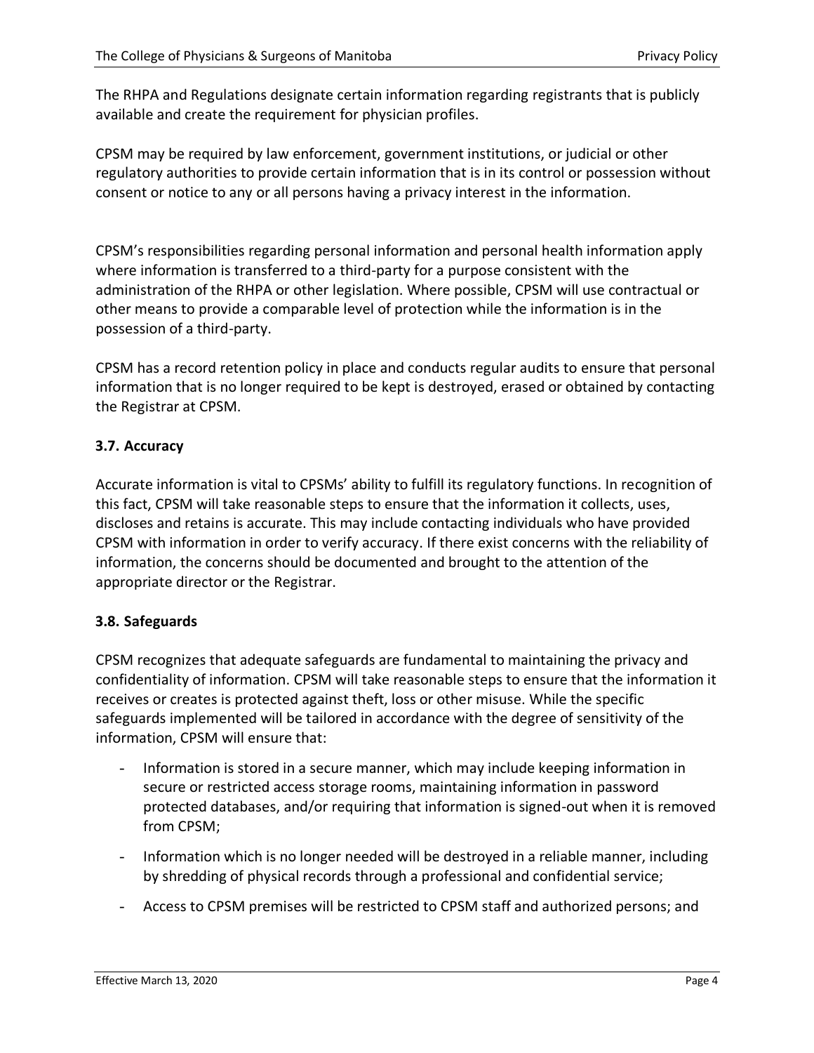The RHPA and Regulations designate certain information regarding registrants that is publicly available and create the requirement for physician profiles.

CPSM may be required by law enforcement, government institutions, or judicial or other regulatory authorities to provide certain information that is in its control or possession without consent or notice to any or all persons having a privacy interest in the information.

CPSM's responsibilities regarding personal information and personal health information apply where information is transferred to a third-party for a purpose consistent with the administration of the RHPA or other legislation. Where possible, CPSM will use contractual or other means to provide a comparable level of protection while the information is in the possession of a third-party.

CPSM has a record retention policy in place and conducts regular audits to ensure that personal information that is no longer required to be kept is destroyed, erased or obtained by contacting the Registrar at CPSM.

### 3.7. Accuracy

Accurate information is vital to CPSMs' ability to fulfill its regulatory functions. In recognition of this fact, CPSM will take reasonable steps to ensure that the information it collects, uses, discloses and retains is accurate. This may include contacting individuals who have provided CPSM with information in order to verify accuracy. If there exist concerns with the reliability of information, the concerns should be documented and brought to the attention of the appropriate director or the Registrar.

### 3.8. Safeguards

CPSM recognizes that adequate safeguards are fundamental to maintaining the privacy and confidentiality of information. CPSM will take reasonable steps to ensure that the information it receives or creates is protected against theft, loss or other misuse. While the specific safeguards implemented will be tailored in accordance with the degree of sensitivity of the information, CPSM will ensure that:

- Information is stored in a secure manner, which may include keeping information in secure or restricted access storage rooms, maintaining information in password protected databases, and/or requiring that information is signed-out when it is removed from CPSM;
- Information which is no longer needed will be destroyed in a reliable manner, including by shredding of physical records through a professional and confidential service;
- Access to CPSM premises will be restricted to CPSM staff and authorized persons; and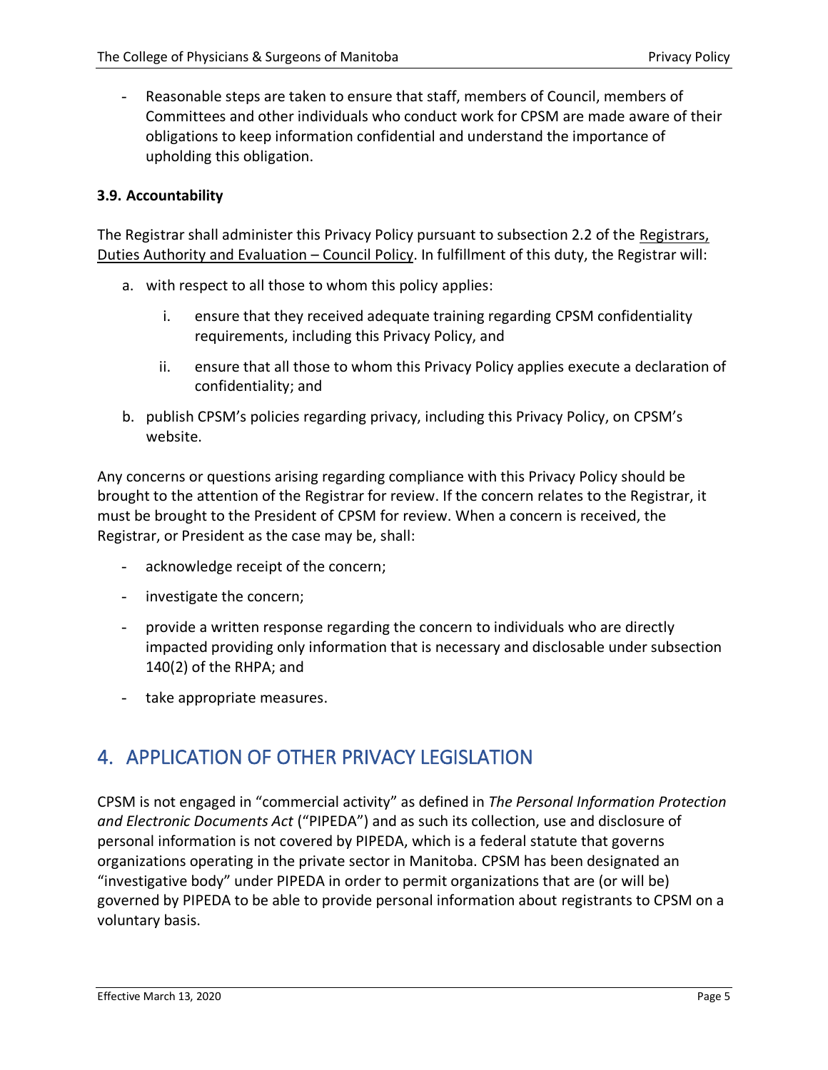- Reasonable steps are taken to ensure that staff, members of Council, members of Committees and other individuals who conduct work for CPSM are made aware of their obligations to keep information confidential and understand the importance of upholding this obligation.

### 3.9. Accountability

The Registrar shall administer this Privacy Policy pursuant to subsection 2.2 of the Registrars, Duties Authority and Evaluation – Council Policy. In fulfillment of this duty, the Registrar will:

a. with respect to all those to whom this policy applies:

    i. ensure that they received adequate training regarding CPSM confidentiality requirements, including this Privacy Policy, and

    ii. ensure that all those to whom this Privacy Policy applies execute a declaration of confidentiality; and

b. publish CPSM's policies regarding privacy, including this Privacy Policy, on CPSM's website.

Any concerns or questions arising regarding compliance with this Privacy Policy should be brought to the attention of the Registrar for review. If the concern relates to the Registrar, it must be brought to the President of CPSM for review. When a concern is received, the Registrar, or President as the case may be, shall:

- acknowledge receipt of the concern;
- investigate the concern;
- provide a written response regarding the concern to individuals who are directly impacted providing only information that is necessary and disclosable under subsection 140(2) of the RHPA; and
- take appropriate measures.

## 4. APPLICATION OF OTHER PRIVACY LEGISLATION

CPSM is not engaged in "commercial activity" as defined in *The Personal Information Protection and Electronic Documents Act* ("PIPEDA") and as such its collection, use and disclosure of personal information is not covered by PIPEDA, which is a federal statute that governs organizations operating in the private sector in Manitoba. CPSM has been designated an "investigative body" under PIPEDA in order to permit organizations that are (or will be) governed by PIPEDA to be able to provide personal information about registrants to CPSM on a voluntary basis.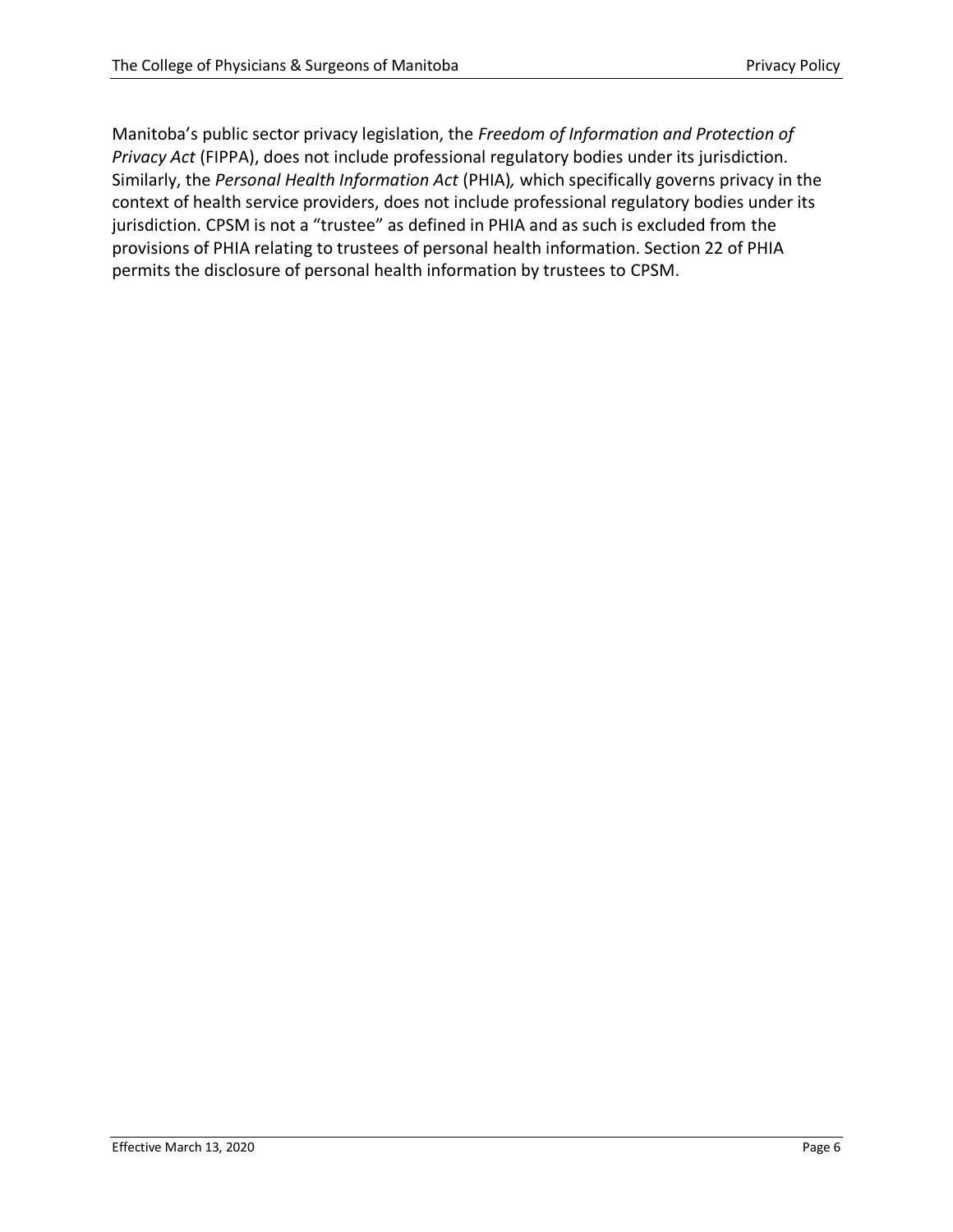Manitoba's public sector privacy legislation, the *Freedom of Information and Protection of Privacy Act* (FIPPA), does not include professional regulatory bodies under its jurisdiction. Similarly, the *Personal Health Information Act* (PHIA)*,* which specifically governs privacy in the context of health service providers, does not include professional regulatory bodies under its jurisdiction. CPSM is not a "trustee" as defined in PHIA and as such is excluded from the provisions of PHIA relating to trustees of personal health information. Section 22 of PHIA permits the disclosure of personal health information by trustees to CPSM.